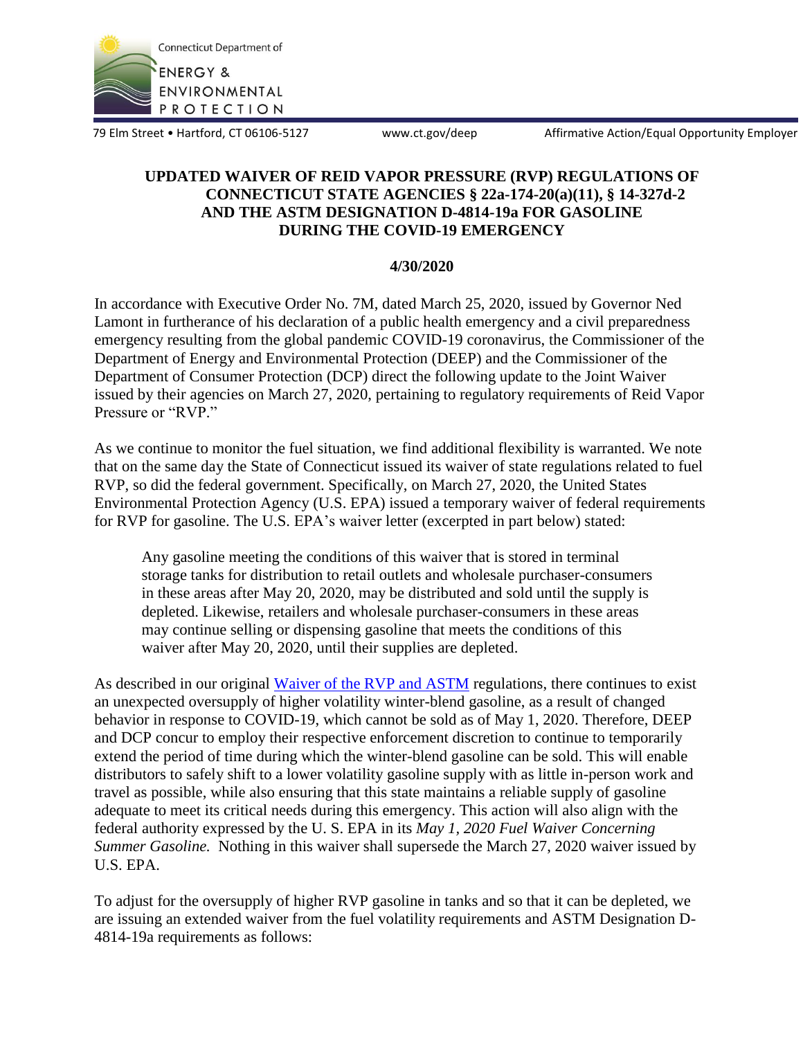Connecticut Department of ENERGY & ENVIRONMENTAL PROTECTION

79 Elm Street • Hartford, CT 06106-5127 www.ct.gov/deep Affirmative Action/Equal Opportunity Employer

# UPDATED WAIVER OF REID VAPOR PRESSURE (RVP) REGULATIONS OF CONNECTICUT STATE AGENCIES § 22a-174-20(a)(11), § 14-327d-2 AND THE ASTM DESIGNATION D-4814-19a FOR GASOLINE DURING THE COVID-19 EMERGENCY

**4/30/2020**

In accordance with Executive Order No. 7M, dated March 25, 2020, issued by Governor Ned Lamont in furtherance of his declaration of a public health emergency and a civil preparedness emergency resulting from the global pandemic COVID-19 coronavirus, the Commissioner of the Department of Energy and Environmental Protection (DEEP) and the Commissioner of the Department of Consumer Protection (DCP) direct the following update to the Joint Waiver issued by their agencies on March 27, 2020, pertaining to regulatory requirements of Reid Vapor Pressure or "RVP."

As we continue to monitor the fuel situation, we find additional flexibility is warranted. We note that on the same day the State of Connecticut issued its waiver of state regulations related to fuel RVP, so did the federal government. Specifically, on March 27, 2020, the United States Environmental Protection Agency (U.S. EPA) issued a temporary waiver of federal requirements for RVP for gasoline. The U.S. EPA's waiver letter (excerpted in part below) stated:

> Any gasoline meeting the conditions of this waiver that is stored in terminal storage tanks for distribution to retail outlets and wholesale purchaser-consumers in these areas after May 20, 2020, may be distributed and sold until the supply is depleted. Likewise, retailers and wholesale purchaser-consumers in these areas may continue selling or dispensing gasoline that meets the conditions of this waiver after May 20, 2020, until their supplies are depleted.

As described in our original Waiver of the RVP and ASTM regulations, there continues to exist an unexpected oversupply of higher volatility winter-blend gasoline, as a result of changed behavior in response to COVID-19, which cannot be sold as of May 1, 2020. Therefore, DEEP and DCP concur to employ their respective enforcement discretion to continue to temporarily extend the period of time during which the winter-blend gasoline can be sold. This will enable distributors to safely shift to a lower volatility gasoline supply with as little in-person work and travel as possible, while also ensuring that this state maintains a reliable supply of gasoline adequate to meet its critical needs during this emergency. This action will also align with the federal authority expressed by the U. S. EPA in its *May 1, 2020 Fuel Waiver Concerning Summer Gasoline.* Nothing in this waiver shall supersede the March 27, 2020 waiver issued by U.S. EPA.

To adjust for the oversupply of higher RVP gasoline in tanks and so that it can be depleted, we are issuing an extended waiver from the fuel volatility requirements and ASTM Designation D-4814-19a requirements as follows: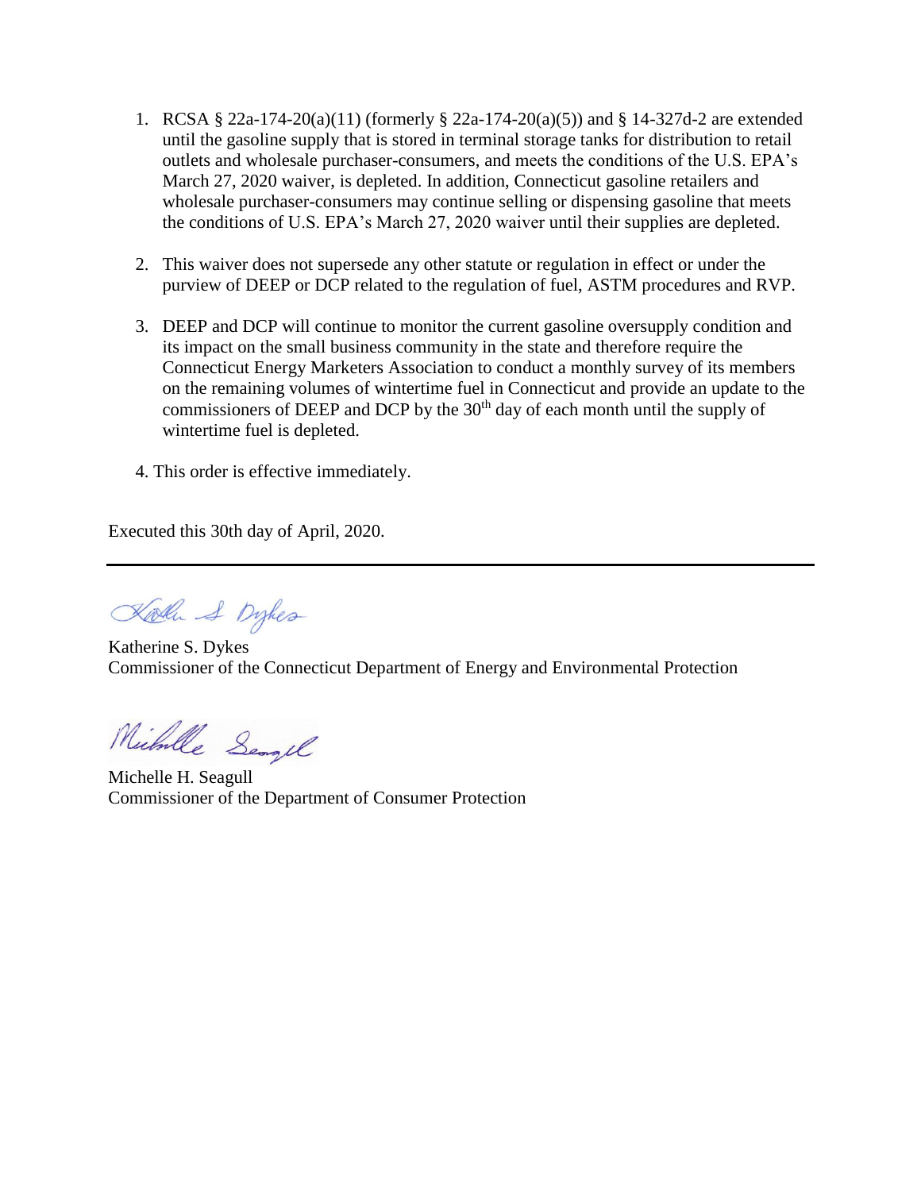1. RCSA § 22a-174-20(a)(11) (formerly § 22a-174-20(a)(5)) and § 14-327d-2 are extended until the gasoline supply that is stored in terminal storage tanks for distribution to retail outlets and wholesale purchaser-consumers, and meets the conditions of the U.S. EPA's March 27, 2020 waiver, is depleted. In addition, Connecticut gasoline retailers and wholesale purchaser-consumers may continue selling or dispensing gasoline that meets the conditions of U.S. EPA's March 27, 2020 waiver until their supplies are depleted.

2. This waiver does not supersede any other statute or regulation in effect or under the purview of DEEP or DCP related to the regulation of fuel, ASTM procedures and RVP.

3. DEEP and DCP will continue to monitor the current gasoline oversupply condition and its impact on the small business community in the state and therefore require the Connecticut Energy Marketers Association to conduct a monthly survey of its members on the remaining volumes of wintertime fuel in Connecticut and provide an update to the commissioners of DEEP and DCP by the 30th day of each month until the supply of wintertime fuel is depleted.

4. This order is effective immediately.

Executed this 30th day of April, 2020.

---

Katherine S. Dykes
Commissioner of the Connecticut Department of Energy and Environmental Protection

Michelle H. Seagull
Commissioner of the Department of Consumer Protection